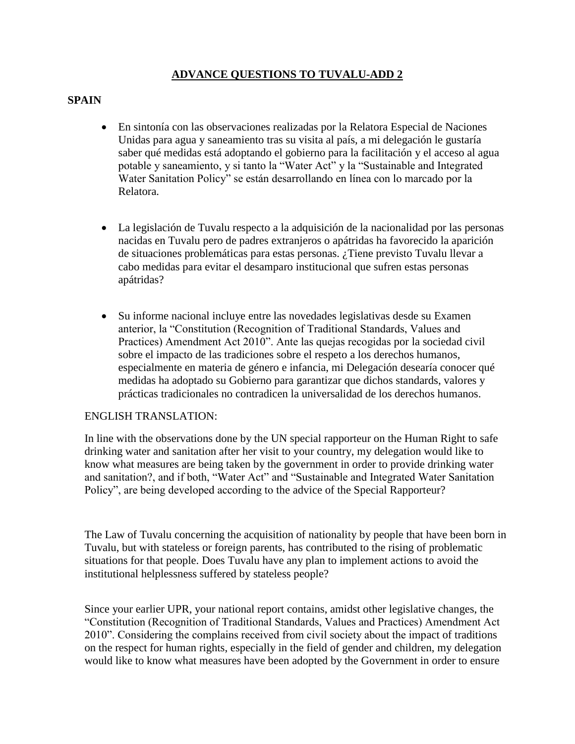# ADVANCE QUESTIONS TO TUVALU-ADD 2

## SPAIN

- En sintonía con las observaciones realizadas por la Relatora Especial de Naciones Unidas para agua y saneamiento tras su visita al país, a mi delegación le gustaría saber qué medidas está adoptando el gobierno para la facilitación y el acceso al agua potable y saneamiento, y si tanto la "Water Act" y la "Sustainable and Integrated Water Sanitation Policy" se están desarrollando en línea con lo marcado por la Relatora.

- La legislación de Tuvalu respecto a la adquisición de la nacionalidad por las personas nacidas en Tuvalu pero de padres extranjeros o apátridas ha favorecido la aparición de situaciones problemáticas para estas personas. ¿Tiene previsto Tuvalu llevar a cabo medidas para evitar el desamparo institucional que sufren estas personas apátridas?

- Su informe nacional incluye entre las novedades legislativas desde su Examen anterior, la "Constitution (Recognition of Traditional Standards, Values and Practices) Amendment Act 2010". Ante las quejas recogidas por la sociedad civil sobre el impacto de las tradiciones sobre el respeto a los derechos humanos, especialmente en materia de género e infancia, mi Delegación desearía conocer qué medidas ha adoptado su Gobierno para garantizar que dichos standards, valores y prácticas tradicionales no contradicen la universalidad de los derechos humanos.

ENGLISH TRANSLATION:

In line with the observations done by the UN special rapporteur on the Human Right to safe drinking water and sanitation after her visit to your country, my delegation would like to know what measures are being taken by the government in order to provide drinking water and sanitation?, and if both, "Water Act" and "Sustainable and Integrated Water Sanitation Policy", are being developed according to the advice of the Special Rapporteur?

The Law of Tuvalu concerning the acquisition of nationality by people that have been born in Tuvalu, but with stateless or foreign parents, has contributed to the rising of problematic situations for that people. Does Tuvalu have any plan to implement actions to avoid the institutional helplessness suffered by stateless people?

Since your earlier UPR, your national report contains, amidst other legislative changes, the "Constitution (Recognition of Traditional Standards, Values and Practices) Amendment Act 2010". Considering the complains received from civil society about the impact of traditions on the respect for human rights, especially in the field of gender and children, my delegation would like to know what measures have been adopted by the Government in order to ensure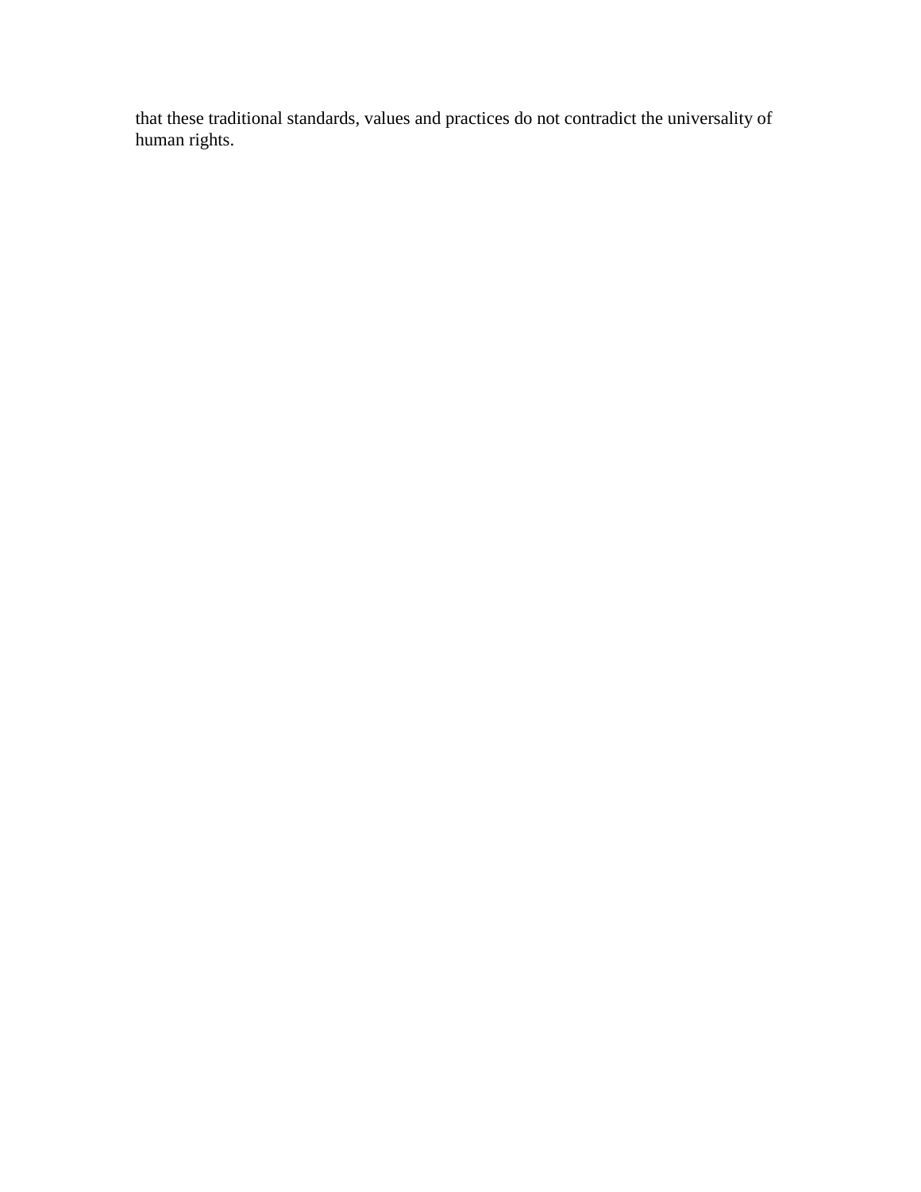that these traditional standards, values and practices do not contradict the universality of human rights.